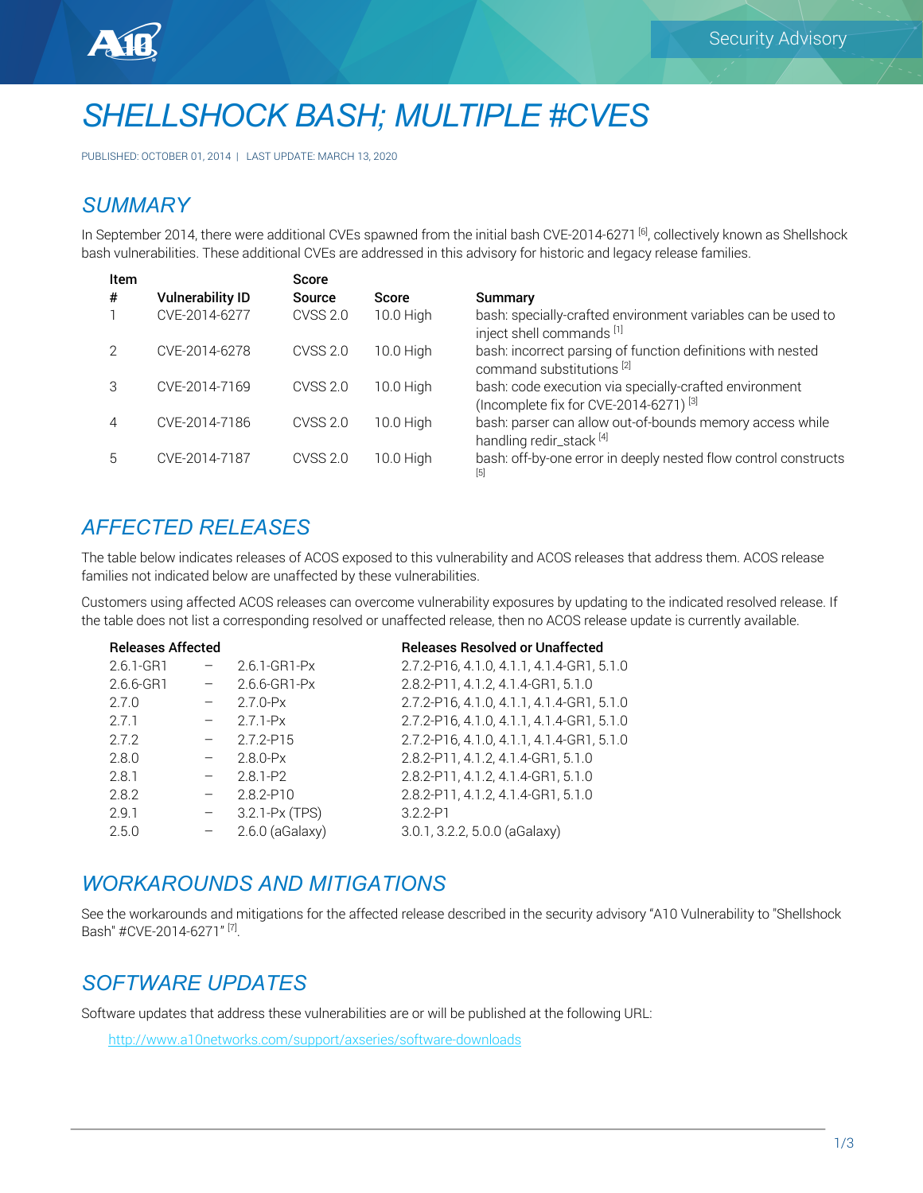Security Advisory

# SHELLSHOCK BASH; MULTIPLE #CVES

PUBLISHED: OCTOBER 01, 2014 | LAST UPDATE: MARCH 13, 2020

## SUMMARY

In September 2014, there were additional CVEs spawned from the initial bash CVE-2014-6271 [6], collectively known as Shellshock bash vulnerabilities. These additional CVEs are addressed in this advisory for historic and legacy release families.

| Item # | Vulnerability ID | Score Source | Score | Summary |
|---|---|---|---|---|
| 1 | CVE-2014-6277 | CVSS 2.0 | 10.0 High | bash: specially-crafted environment variables can be used to inject shell commands [1] |
| 2 | CVE-2014-6278 | CVSS 2.0 | 10.0 High | bash: incorrect parsing of function definitions with nested command substitutions [2] |
| 3 | CVE-2014-7169 | CVSS 2.0 | 10.0 High | bash: code execution via specially-crafted environment (Incomplete fix for CVE-2014-6271) [3] |
| 4 | CVE-2014-7186 | CVSS 2.0 | 10.0 High | bash: parser can allow out-of-bounds memory access while handling redir_stack [4] |
| 5 | CVE-2014-7187 | CVSS 2.0 | 10.0 High | bash: off-by-one error in deeply nested flow control constructs [5] |

## AFFECTED RELEASES

The table below indicates releases of ACOS exposed to this vulnerability and ACOS releases that address them. ACOS release families not indicated below are unaffected by these vulnerabilities.

Customers using affected ACOS releases can overcome vulnerability exposures by updating to the indicated resolved release. If the table does not list a corresponding resolved or unaffected release, then no ACOS release update is currently available.

| Releases Affected | | | Releases Resolved or Unaffected |
|---|---|---|---|
| 2.6.1-GR1 | – | 2.6.1-GR1-Px | 2.7.2-P16, 4.1.0, 4.1.1, 4.1.4-GR1, 5.1.0 |
| 2.6.6-GR1 | – | 2.6.6-GR1-Px | 2.8.2-P11, 4.1.2, 4.1.4-GR1, 5.1.0 |
| 2.7.0 | – | 2.7.0-Px | 2.7.2-P16, 4.1.0, 4.1.1, 4.1.4-GR1, 5.1.0 |
| 2.7.1 | – | 2.7.1-Px | 2.7.2-P16, 4.1.0, 4.1.1, 4.1.4-GR1, 5.1.0 |
| 2.7.2 | – | 2.7.2-P15 | 2.7.2-P16, 4.1.0, 4.1.1, 4.1.4-GR1, 5.1.0 |
| 2.8.0 | – | 2.8.0-Px | 2.8.2-P11, 4.1.2, 4.1.4-GR1, 5.1.0 |
| 2.8.1 | – | 2.8.1-P2 | 2.8.2-P11, 4.1.2, 4.1.4-GR1, 5.1.0 |
| 2.8.2 | – | 2.8.2-P10 | 2.8.2-P11, 4.1.2, 4.1.4-GR1, 5.1.0 |
| 2.9.1 | – | 3.2.1-Px (TPS) | 3.2.2-P1 |
| 2.5.0 | – | 2.6.0 (aGalaxy) | 3.0.1, 3.2.2, 5.0.0 (aGalaxy) |

## WORKAROUNDS AND MITIGATIONS

See the workarounds and mitigations for the affected release described in the security advisory "A10 Vulnerability to "Shellshock Bash" #CVE-2014-6271" [7].

## SOFTWARE UPDATES

Software updates that address these vulnerabilities are or will be published at the following URL:

http://www.a10networks.com/support/axseries/software-downloads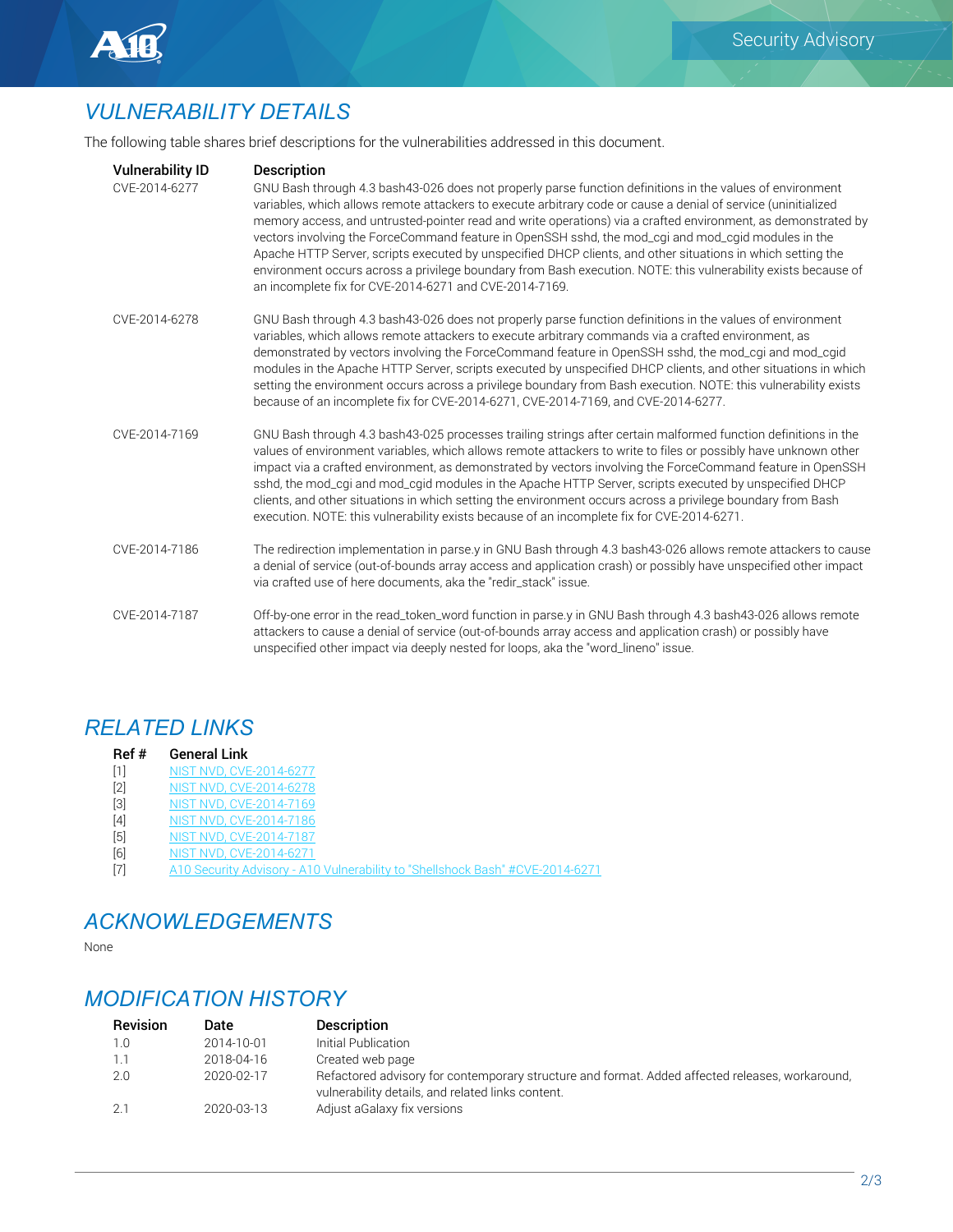## VULNERABILITY DETAILS

The following table shares brief descriptions for the vulnerabilities addressed in this document.

| Vulnerability ID | Description |
|---|---|
| CVE-2014-6277 | GNU Bash through 4.3 bash43-026 does not properly parse function definitions in the values of environment variables, which allows remote attackers to execute arbitrary code or cause a denial of service (uninitialized memory access, and untrusted-pointer read and write operations) via a crafted environment, as demonstrated by vectors involving the ForceCommand feature in OpenSSH sshd, the mod_cgi and mod_cgid modules in the Apache HTTP Server, scripts executed by unspecified DHCP clients, and other situations in which setting the environment occurs across a privilege boundary from Bash execution. NOTE: this vulnerability exists because of an incomplete fix for CVE-2014-6271 and CVE-2014-7169. |
| CVE-2014-6278 | GNU Bash through 4.3 bash43-026 does not properly parse function definitions in the values of environment variables, which allows remote attackers to execute arbitrary commands via a crafted environment, as demonstrated by vectors involving the ForceCommand feature in OpenSSH sshd, the mod_cgi and mod_cgid modules in the Apache HTTP Server, scripts executed by unspecified DHCP clients, and other situations in which setting the environment occurs across a privilege boundary from Bash execution. NOTE: this vulnerability exists because of an incomplete fix for CVE-2014-6271, CVE-2014-7169, and CVE-2014-6277. |
| CVE-2014-7169 | GNU Bash through 4.3 bash43-025 processes trailing strings after certain malformed function definitions in the values of environment variables, which allows remote attackers to write to files or possibly have unknown other impact via a crafted environment, as demonstrated by vectors involving the ForceCommand feature in OpenSSH sshd, the mod_cgi and mod_cgid modules in the Apache HTTP Server, scripts executed by unspecified DHCP clients, and other situations in which setting the environment occurs across a privilege boundary from Bash execution. NOTE: this vulnerability exists because of an incomplete fix for CVE-2014-6271. |
| CVE-2014-7186 | The redirection implementation in parse.y in GNU Bash through 4.3 bash43-026 allows remote attackers to cause a denial of service (out-of-bounds array access and application crash) or possibly have unspecified other impact via crafted use of here documents, aka the "redir_stack" issue. |
| CVE-2014-7187 | Off-by-one error in the read_token_word function in parse.y in GNU Bash through 4.3 bash43-026 allows remote attackers to cause a denial of service (out-of-bounds array access and application crash) or possibly have unspecified other impact via deeply nested for loops, aka the "word_lineno" issue. |

## RELATED LINKS

| Ref # | General Link |
|---|---|
| [1] | NIST NVD, CVE-2014-6277 |
| [2] | NIST NVD, CVE-2014-6278 |
| [3] | NIST NVD, CVE-2014-7169 |
| [4] | NIST NVD, CVE-2014-7186 |
| [5] | NIST NVD, CVE-2014-7187 |
| [6] | NIST NVD, CVE-2014-6271 |
| [7] | A10 Security Advisory - A10 Vulnerability to "Shellshock Bash" #CVE-2014-6271 |

## ACKNOWLEDGEMENTS

None

## MODIFICATION HISTORY

| Revision | Date | Description |
|---|---|---|
| 1.0 | 2014-10-01 | Initial Publication |
| 1.1 | 2018-04-16 | Created web page |
| 2.0 | 2020-02-17 | Refactored advisory for contemporary structure and format. Added affected releases, workaround, vulnerability details, and related links content. |
| 2.1 | 2020-03-13 | Adjust aGalaxy fix versions |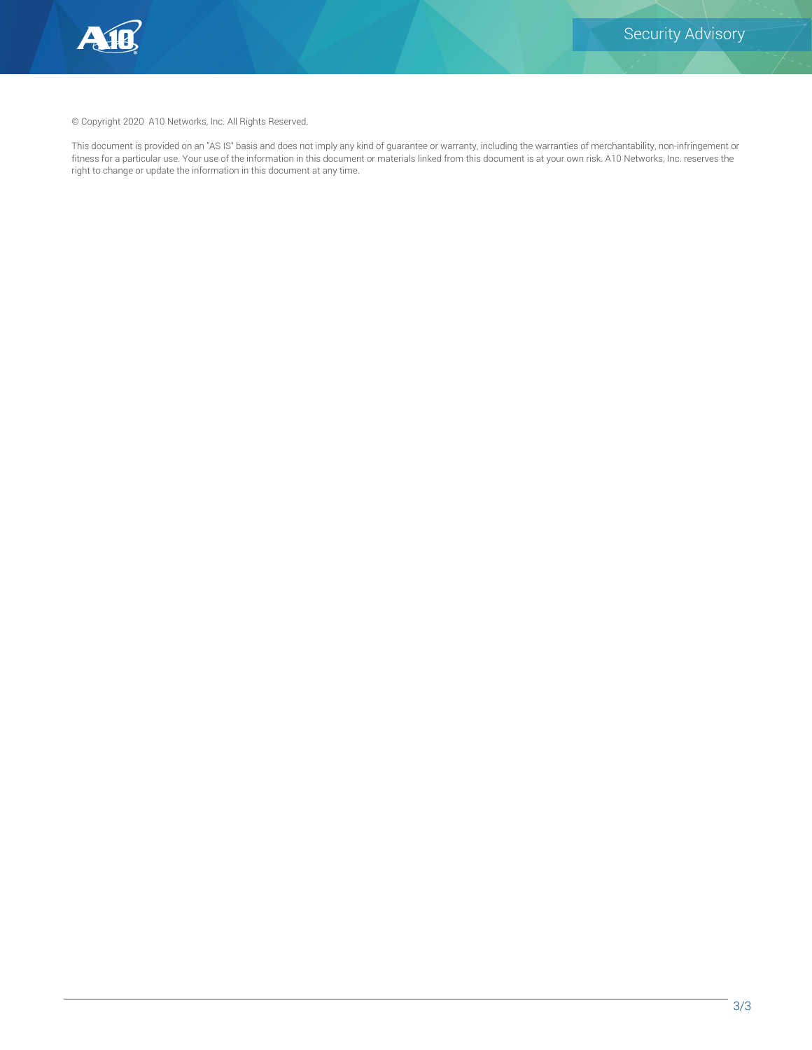© Copyright 2020 A10 Networks, Inc. All Rights Reserved.

This document is provided on an "AS IS" basis and does not imply any kind of guarantee or warranty, including the warranties of merchantability, non-infringement or fitness for a particular use. Your use of the information in this document or materials linked from this document is at your own risk. A10 Networks, Inc. reserves the right to change or update the information in this document at any time.